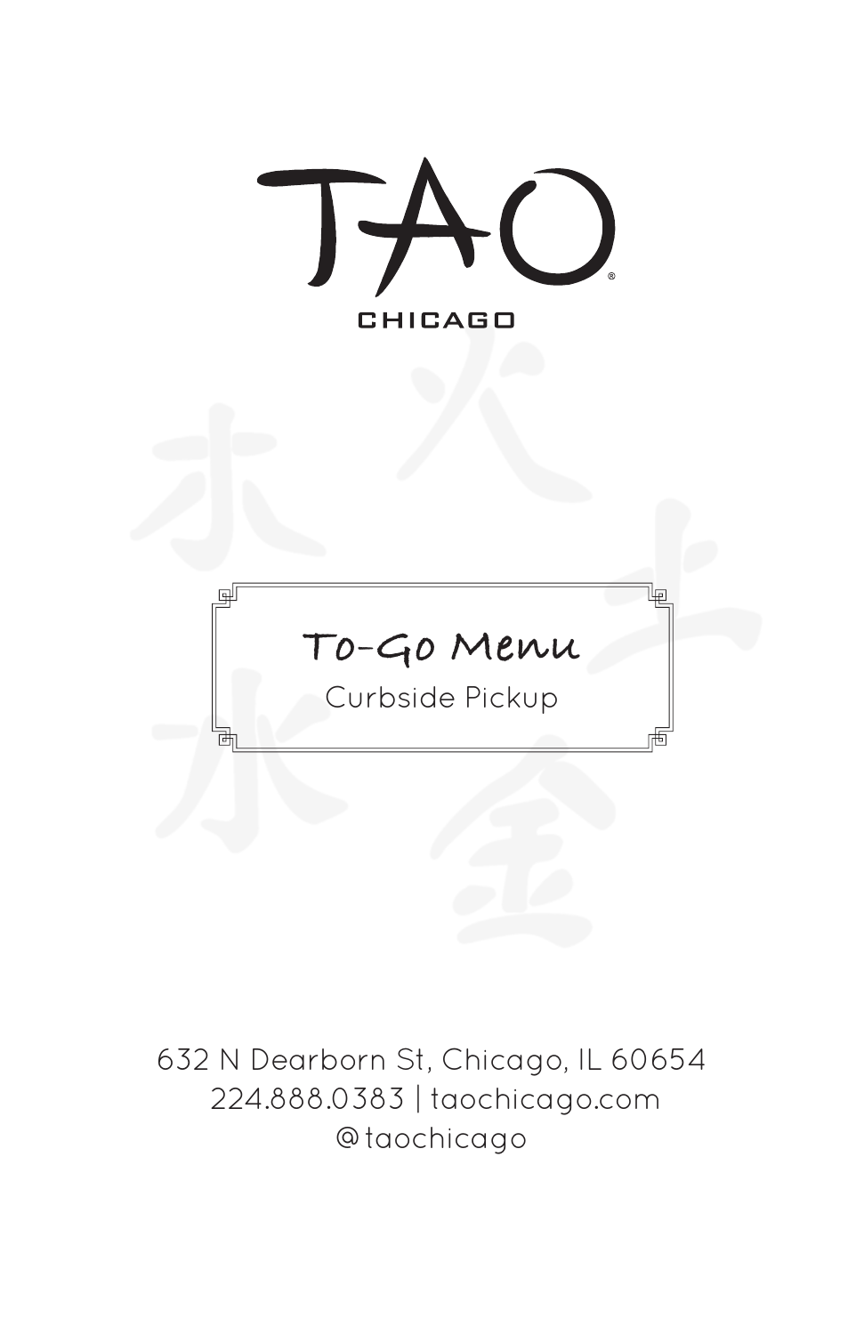# TAO®

CHICAGO

## To-Go Menu

Curbside Pickup

632 N Dearborn St, Chicago, IL 60654
224.888.0383 | taochicago.com
@taochicago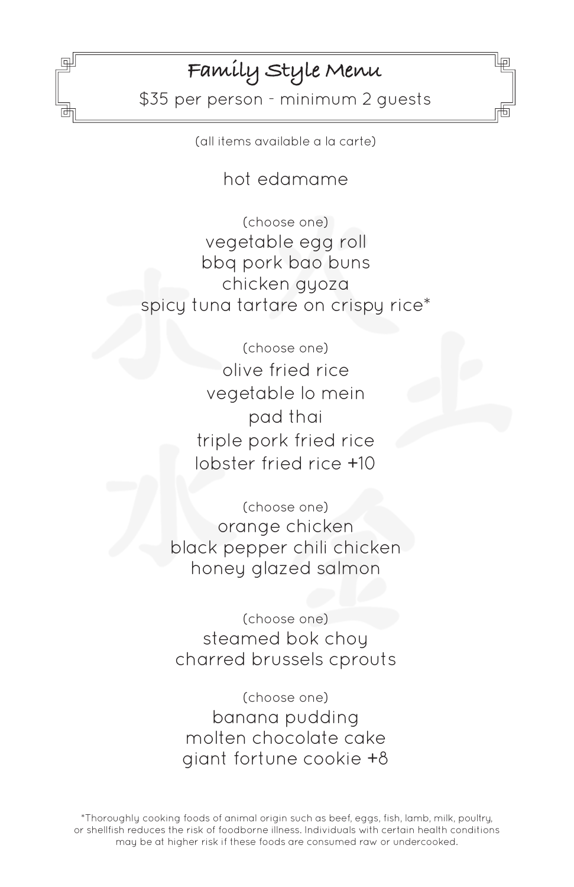# Family Style Menu

$35 per person - minimum 2 guests

(all items available a la carte)

hot edamame

(choose one)

vegetable egg roll
bbq pork bao buns
chicken gyoza
spicy tuna tartare on crispy rice*

(choose one)

olive fried rice
vegetable lo mein
pad thai
triple pork fried rice
lobster fried rice +10

(choose one)

orange chicken
black pepper chili chicken
honey glazed salmon

(choose one)

steamed bok choy
charred brussels cprouts

(choose one)

banana pudding
molten chocolate cake
giant fortune cookie +8

*Thoroughly cooking foods of animal origin such as beef, eggs, fish, lamb, milk, poultry, or shellfish reduces the risk of foodborne illness. Individuals with certain health conditions may be at higher risk if these foods are consumed raw or undercooked.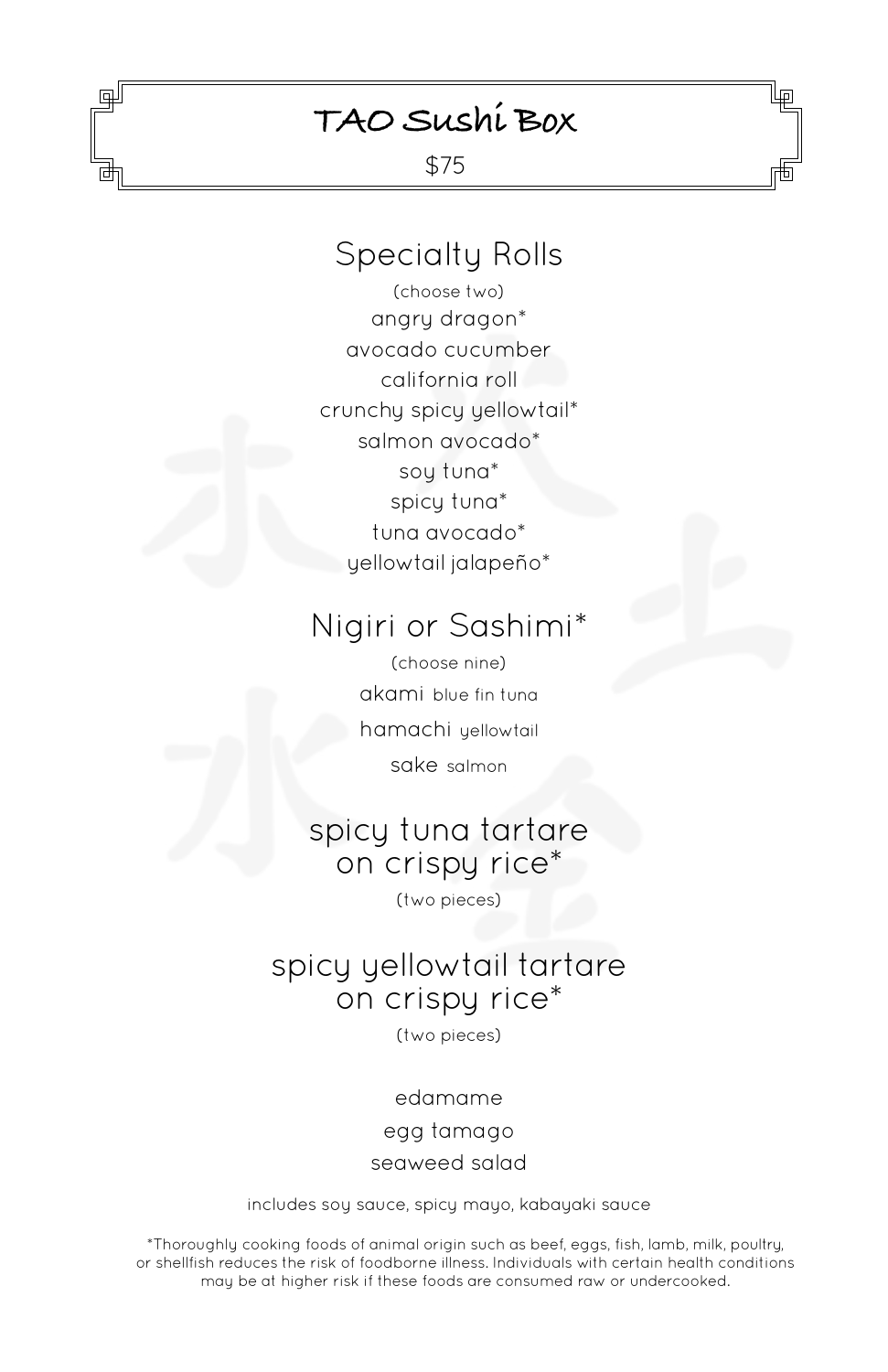# TAO Sushi Box

$75

## Specialty Rolls

(choose two)

angry dragon*
avocado cucumber
california roll
crunchy spicy yellowtail*
salmon avocado*
soy tuna*
spicy tuna*
tuna avocado*
yellowtail jalapeño*

## Nigiri or Sashimi*

(choose nine)

akami blue fin tuna
hamachi yellowtail
sake salmon

## spicy tuna tartare on crispy rice*

(two pieces)

## spicy yellowtail tartare on crispy rice*

(two pieces)

edamame
egg tamago
seaweed salad

includes soy sauce, spicy mayo, kabayaki sauce

*Thoroughly cooking foods of animal origin such as beef, eggs, fish, lamb, milk, poultry, or shellfish reduces the risk of foodborne illness. Individuals with certain health conditions may be at higher risk if these foods are consumed raw or undercooked.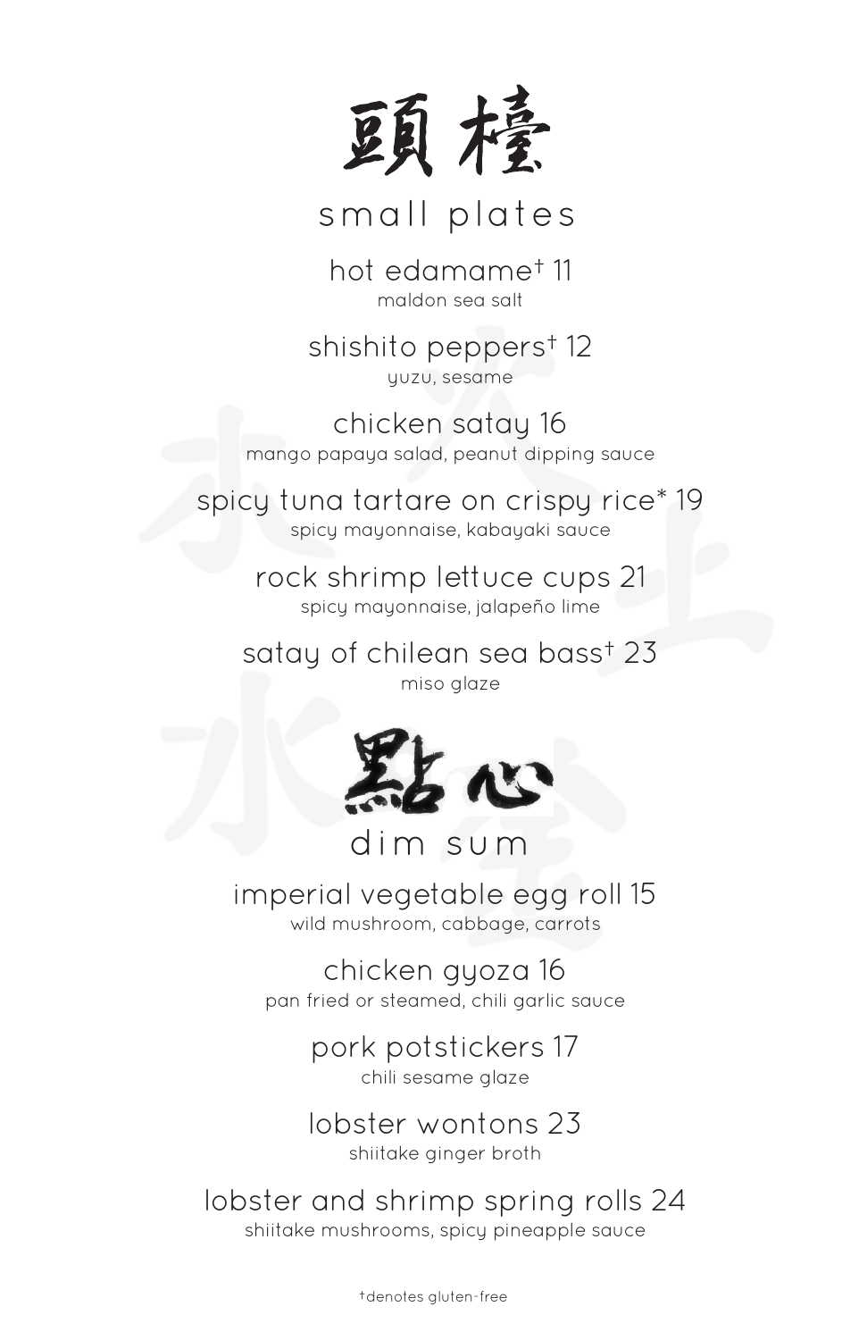# 頭檯

## small plates

**hot edamame† 11**
maldon sea salt

**shishito peppers† 12**
yuzu, sesame

**chicken satay 16**
mango papaya salad, peanut dipping sauce

**spicy tuna tartare on crispy rice* 19**
spicy mayonnaise, kabayaki sauce

**rock shrimp lettuce cups 21**
spicy mayonnaise, jalapeño lime

**satay of chilean sea bass† 23**
miso glaze

# 點心

## dim sum

**imperial vegetable egg roll 15**
wild mushroom, cabbage, carrots

**chicken gyoza 16**
pan fried or steamed, chili garlic sauce

**pork potstickers 17**
chili sesame glaze

**lobster wontons 23**
shiitake ginger broth

**lobster and shrimp spring rolls 24**
shiitake mushrooms, spicy pineapple sauce

†denotes gluten-free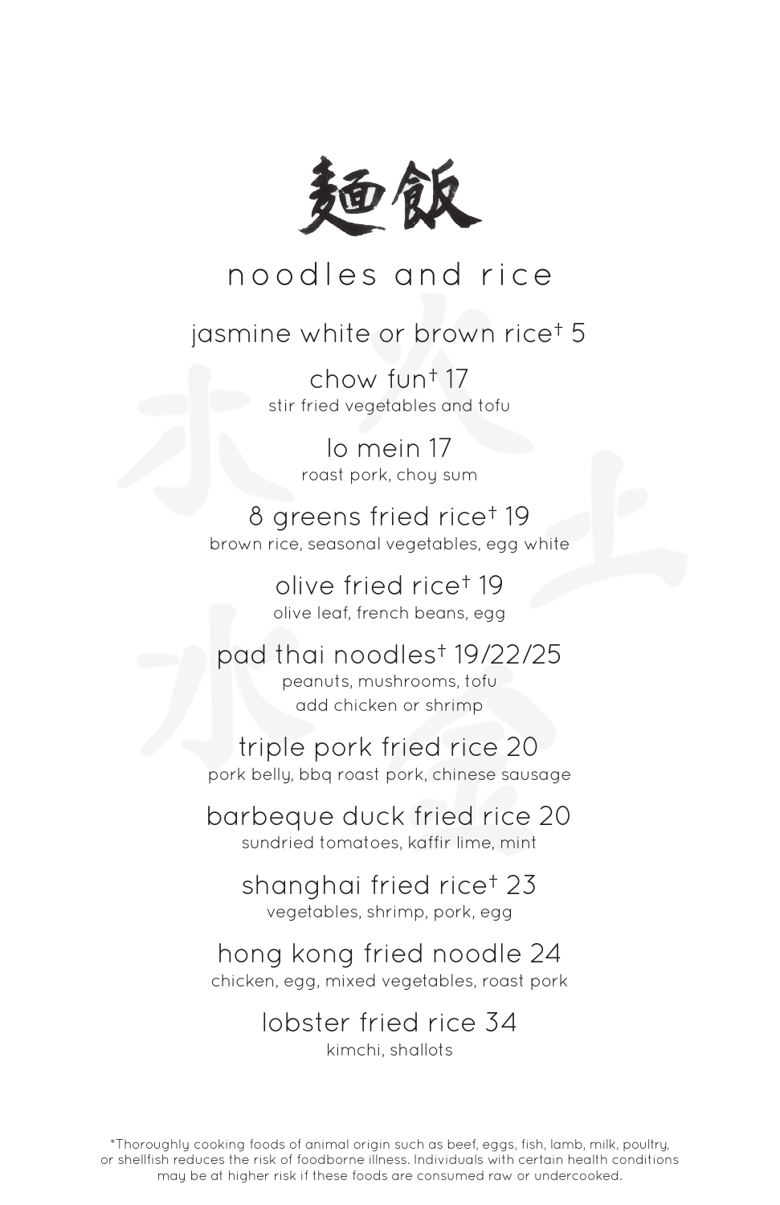# 麵飯

## noodles and rice

**jasmine white or brown rice† 5**

**chow fun† 17**
stir fried vegetables and tofu

**lo mein 17**
roast pork, choy sum

**8 greens fried rice† 19**
brown rice, seasonal vegetables, egg white

**olive fried rice† 19**
olive leaf, french beans, egg

**pad thai noodles† 19/22/25**
peanuts, mushrooms, tofu
add chicken or shrimp

**triple pork fried rice 20**
pork belly, bbq roast pork, chinese sausage

**barbeque duck fried rice 20**
sundried tomatoes, kaffir lime, mint

**shanghai fried rice† 23**
vegetables, shrimp, pork, egg

**hong kong fried noodle 24**
chicken, egg, mixed vegetables, roast pork

**lobster fried rice 34**
kimchi, shallots

*Thoroughly cooking foods of animal origin such as beef, eggs, fish, lamb, milk, poultry, or shellfish reduces the risk of foodborne illness. Individuals with certain health conditions may be at higher risk if these foods are consumed raw or undercooked.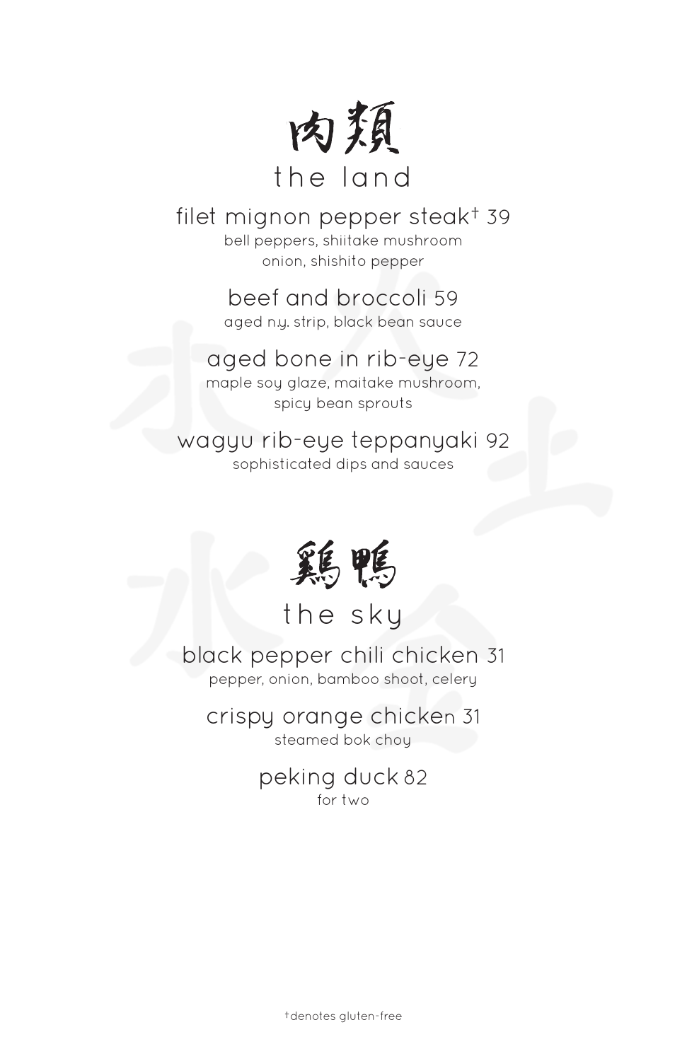# 肉類

## the land

**filet mignon pepper steak† 39**
bell peppers, shiitake mushroom
onion, shishito pepper

**beef and broccoli 59**
aged n.y. strip, black bean sauce

**aged bone in rib-eye 72**
maple soy glaze, maitake mushroom,
spicy bean sprouts

**wagyu rib-eye teppanyaki 92**
sophisticated dips and sauces

# 鶏鴨

## the sky

**black pepper chili chicken 31**
pepper, onion, bamboo shoot, celery

**crispy orange chicken 31**
steamed bok choy

**peking duck 82**
for two

†denotes gluten-free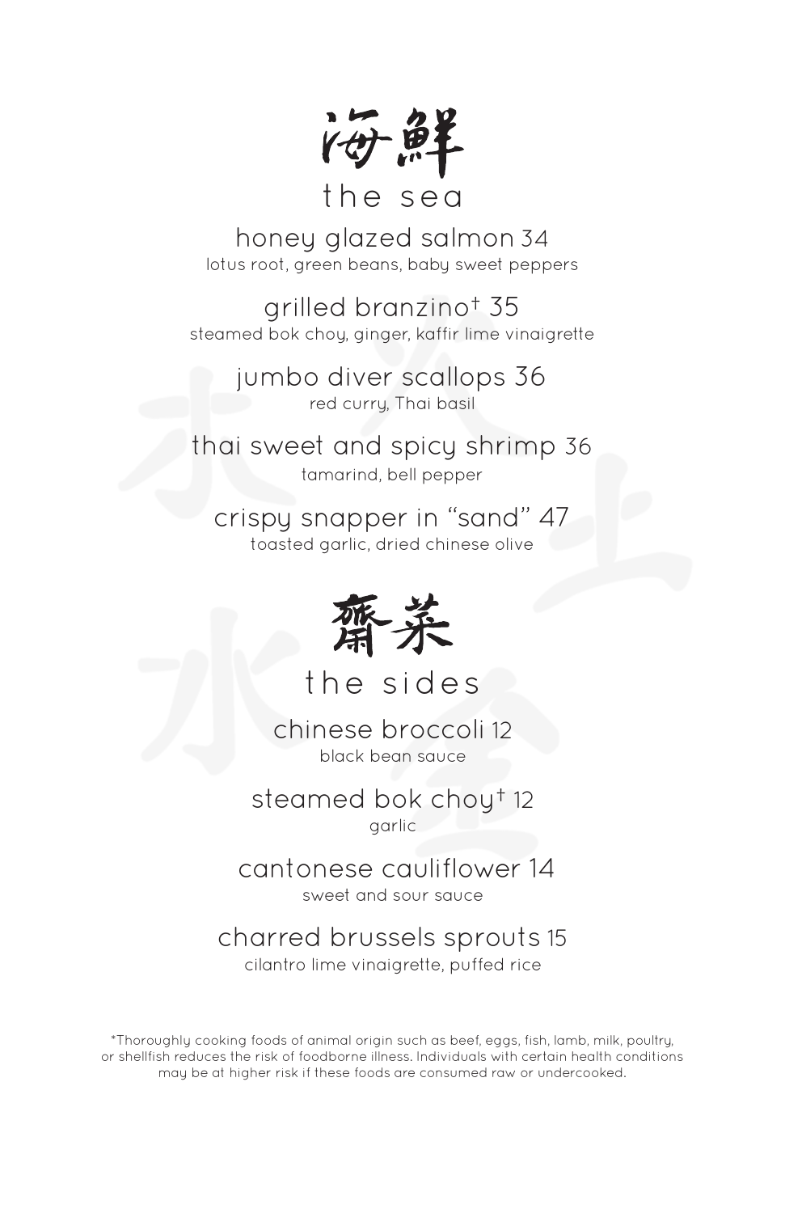# 海鮮

## the sea

**honey glazed salmon** 34
lotus root, green beans, baby sweet peppers

**grilled branzino†** 35
steamed bok choy, ginger, kaffir lime vinaigrette

**jumbo diver scallops** 36
red curry, Thai basil

**thai sweet and spicy shrimp** 36
tamarind, bell pepper

**crispy snapper in "sand"** 47
toasted garlic, dried chinese olive

# 齋菜

## the sides

**chinese broccoli** 12
black bean sauce

**steamed bok choy†** 12
garlic

**cantonese cauliflower** 14
sweet and sour sauce

**charred brussels sprouts** 15
cilantro lime vinaigrette, puffed rice

*Thoroughly cooking foods of animal origin such as beef, eggs, fish, lamb, milk, poultry, or shellfish reduces the risk of foodborne illness. Individuals with certain health conditions may be at higher risk if these foods are consumed raw or undercooked.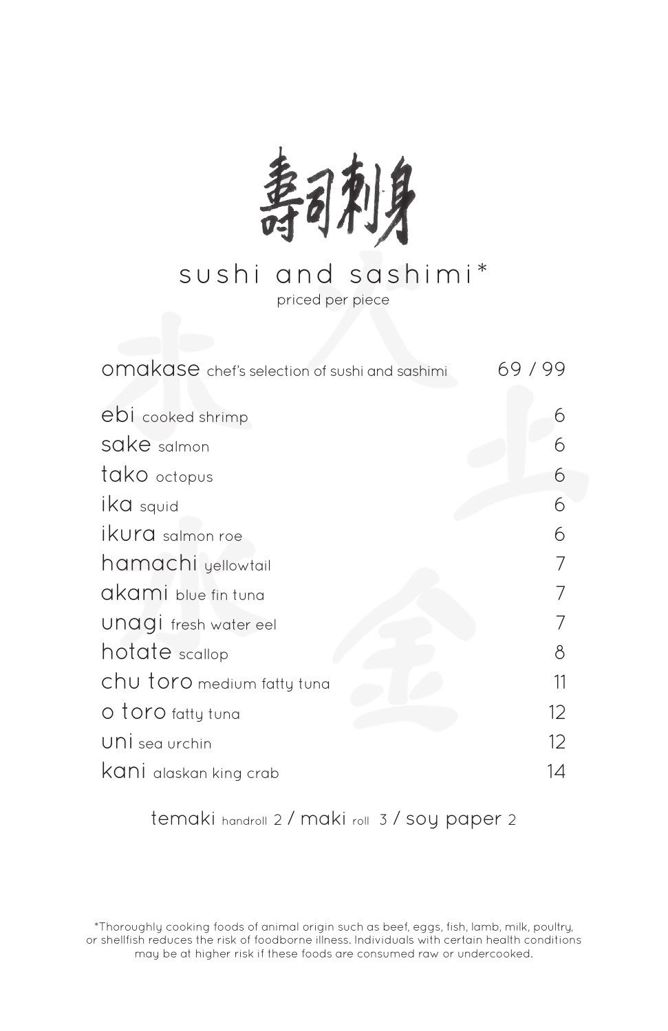# 寿司刺身

## sushi and sashimi*

priced per piece

| | |
|---|---|
| omakase chef's selection of sushi and sashimi | 69 / 99 |
| ebi cooked shrimp | 6 |
| sake salmon | 6 |
| tako octopus | 6 |
| ika squid | 6 |
| ikura salmon roe | 6 |
| hamachi yellowtail | 7 |
| akami blue fin tuna | 7 |
| unagi fresh water eel | 7 |
| hotate scallop | 8 |
| chu toro medium fatty tuna | 11 |
| o toro fatty tuna | 12 |
| uni sea urchin | 12 |
| kani alaskan king crab | 14 |

temaki handroll 2 / maki roll 3 / soy paper 2

*Thoroughly cooking foods of animal origin such as beef, eggs, fish, lamb, milk, poultry, or shellfish reduces the risk of foodborne illness. Individuals with certain health conditions may be at higher risk if these foods are consumed raw or undercooked.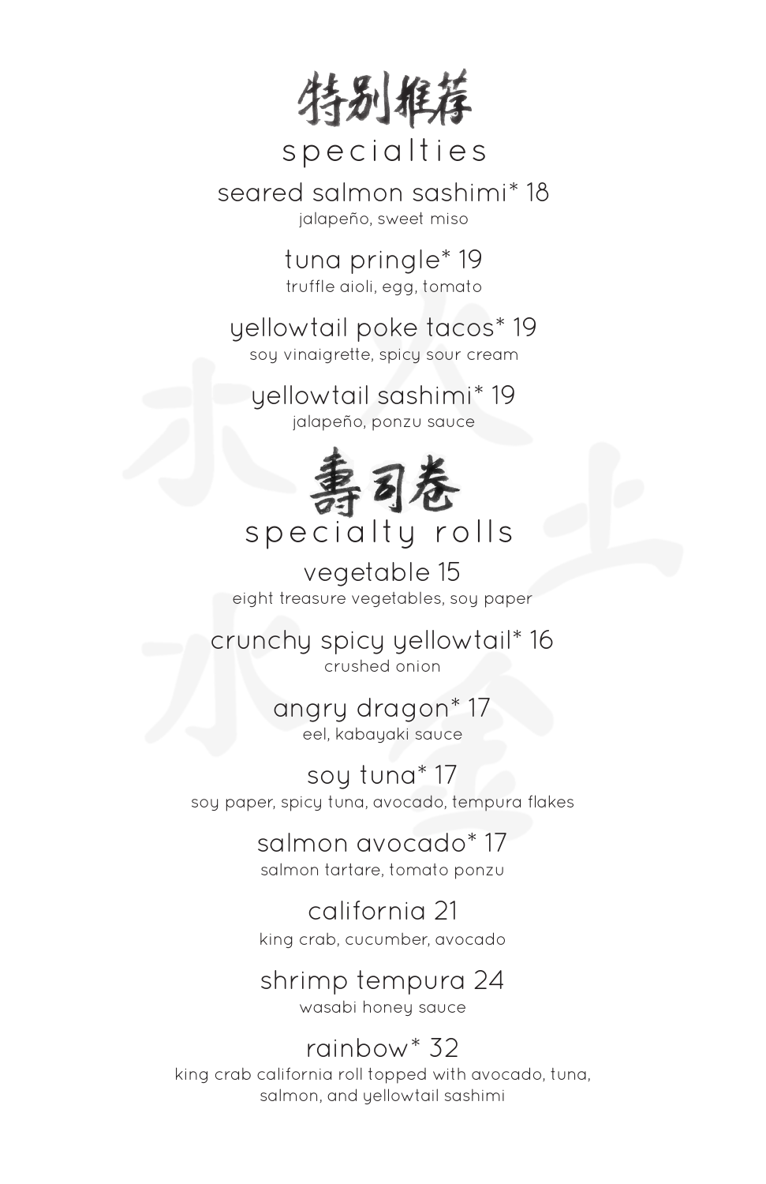# 特别推荐

## specialties

**seared salmon sashimi* 18**
jalapeño, sweet miso

**tuna pringle* 19**
truffle aioli, egg, tomato

**yellowtail poke tacos* 19**
soy vinaigrette, spicy sour cream

**yellowtail sashimi* 19**
jalapeño, ponzu sauce

# 壽司卷

## specialty rolls

**vegetable 15**
eight treasure vegetables, soy paper

**crunchy spicy yellowtail* 16**
crushed onion

**angry dragon* 17**
eel, kabayaki sauce

**soy tuna* 17**
soy paper, spicy tuna, avocado, tempura flakes

**salmon avocado* 17**
salmon tartare, tomato ponzu

**california 21**
king crab, cucumber, avocado

**shrimp tempura 24**
wasabi honey sauce

**rainbow* 32**
king crab california roll topped with avocado, tuna, salmon, and yellowtail sashimi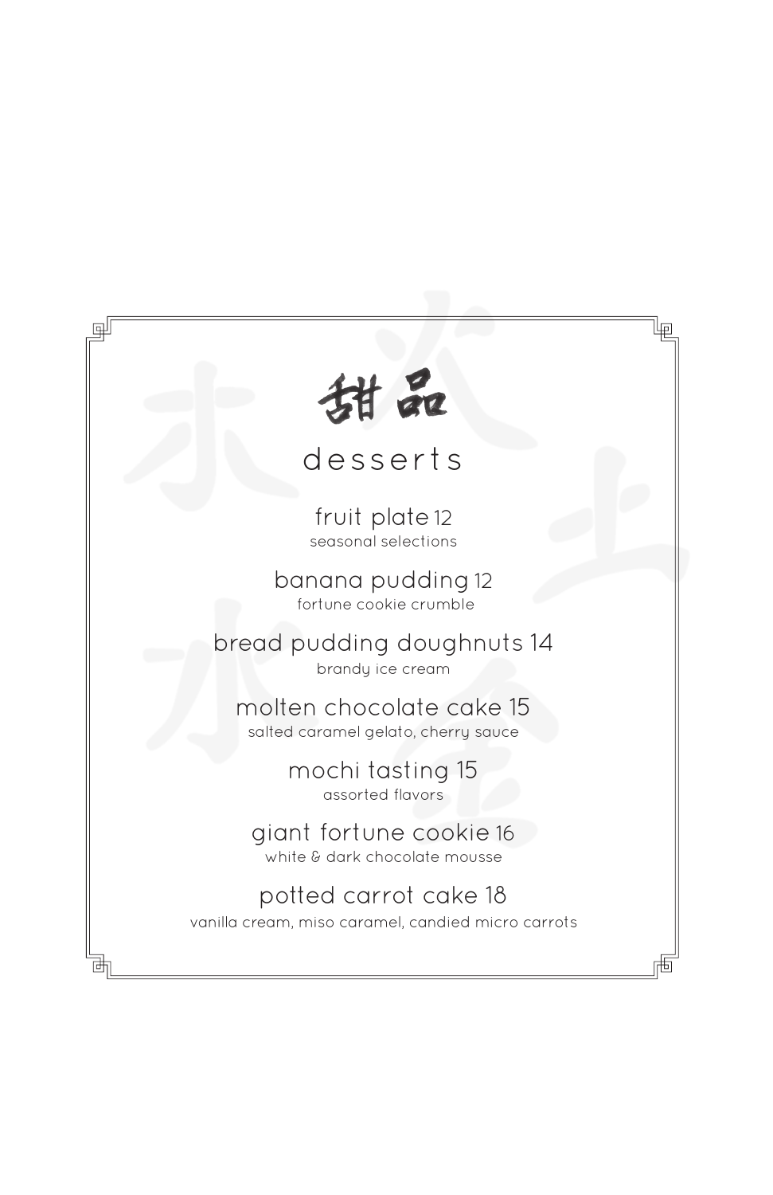# 甜品

## desserts

**fruit plate** 12
seasonal selections

**banana pudding** 12
fortune cookie crumble

**bread pudding doughnuts** 14
brandy ice cream

**molten chocolate cake** 15
salted caramel gelato, cherry sauce

**mochi tasting** 15
assorted flavors

**giant fortune cookie** 16
white & dark chocolate mousse

**potted carrot cake** 18
vanilla cream, miso caramel, candied micro carrots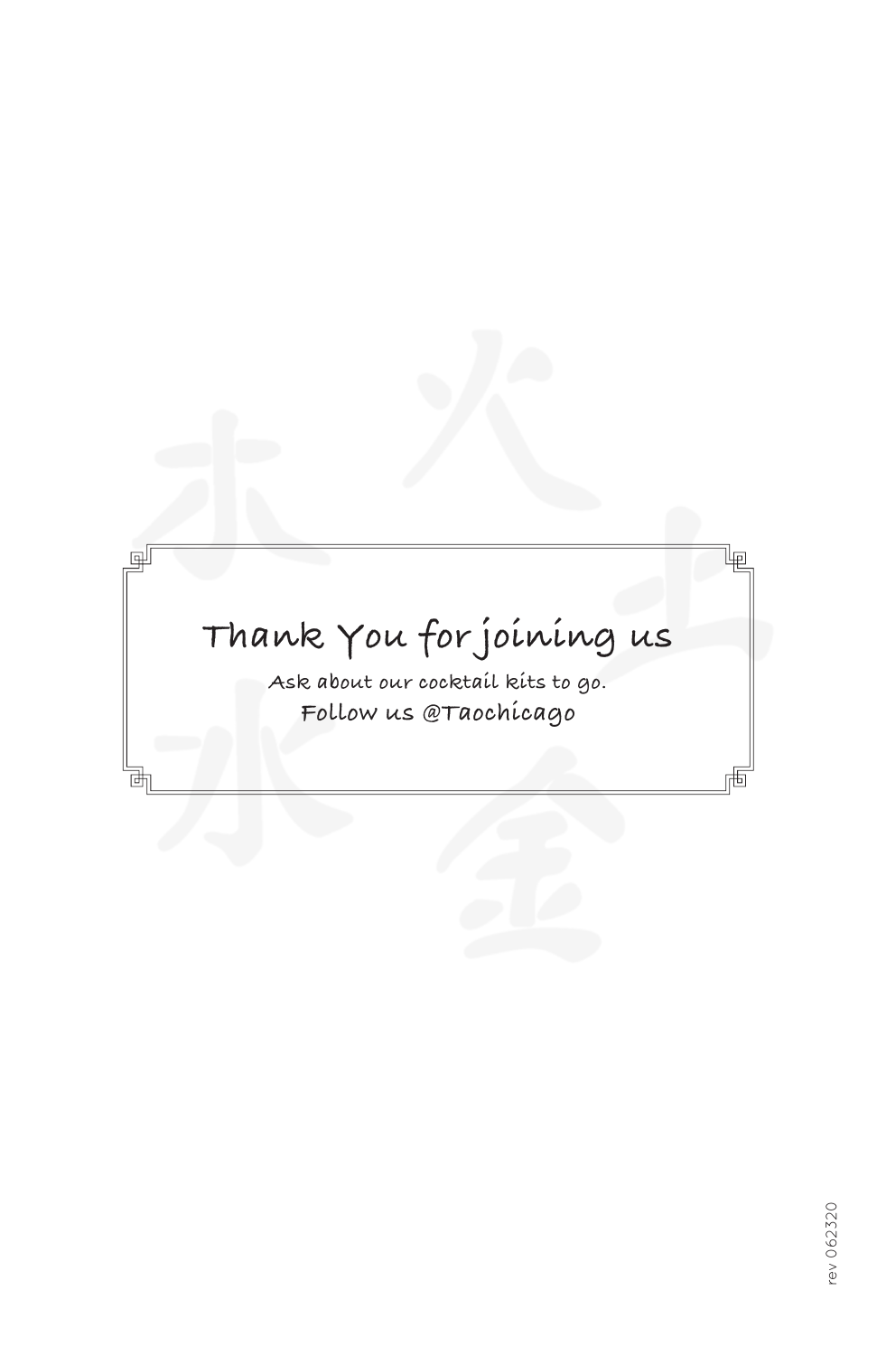Thank You for joining us

Ask about our cocktail kits to go.

Follow us @Taochicago

rev 062320